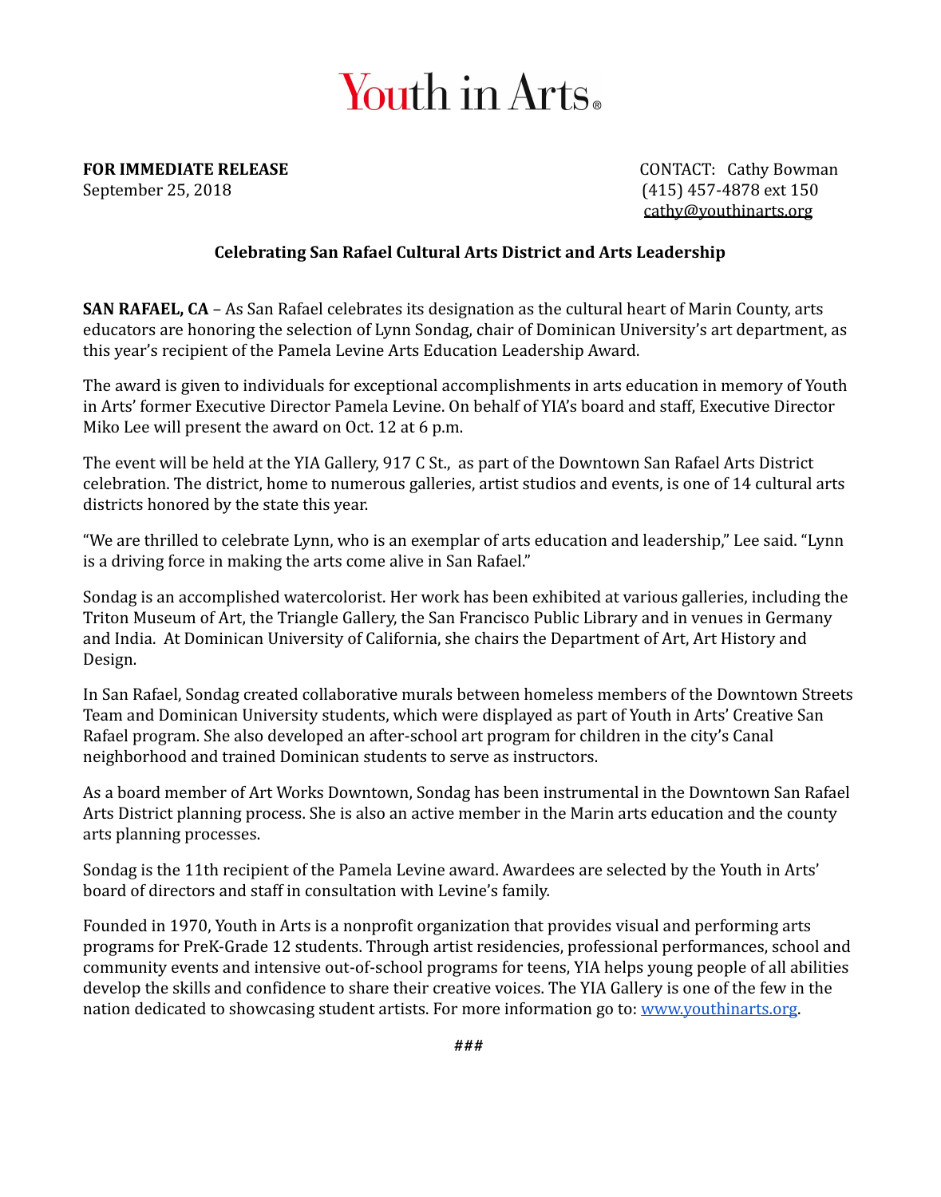# Youth in Arts®

**FOR IMMEDIATE RELEASE**
September 25, 2018

CONTACT: Cathy Bowman
(415) 457-4878 ext 150
cathy@youthinarts.org

**Celebrating San Rafael Cultural Arts District and Arts Leadership**

**SAN RAFAEL, CA** – As San Rafael celebrates its designation as the cultural heart of Marin County, arts educators are honoring the selection of Lynn Sondag, chair of Dominican University's art department, as this year's recipient of the Pamela Levine Arts Education Leadership Award.

The award is given to individuals for exceptional accomplishments in arts education in memory of Youth in Arts' former Executive Director Pamela Levine. On behalf of YIA's board and staff, Executive Director Miko Lee will present the award on Oct. 12 at 6 p.m.

The event will be held at the YIA Gallery, 917 C St., as part of the Downtown San Rafael Arts District celebration. The district, home to numerous galleries, artist studios and events, is one of 14 cultural arts districts honored by the state this year.

"We are thrilled to celebrate Lynn, who is an exemplar of arts education and leadership," Lee said. "Lynn is a driving force in making the arts come alive in San Rafael."

Sondag is an accomplished watercolorist. Her work has been exhibited at various galleries, including the Triton Museum of Art, the Triangle Gallery, the San Francisco Public Library and in venues in Germany and India. At Dominican University of California, she chairs the Department of Art, Art History and Design.

In San Rafael, Sondag created collaborative murals between homeless members of the Downtown Streets Team and Dominican University students, which were displayed as part of Youth in Arts' Creative San Rafael program. She also developed an after-school art program for children in the city's Canal neighborhood and trained Dominican students to serve as instructors.

As a board member of Art Works Downtown, Sondag has been instrumental in the Downtown San Rafael Arts District planning process. She is also an active member in the Marin arts education and the county arts planning processes.

Sondag is the 11th recipient of the Pamela Levine award. Awardees are selected by the Youth in Arts' board of directors and staff in consultation with Levine's family.

Founded in 1970, Youth in Arts is a nonprofit organization that provides visual and performing arts programs for PreK-Grade 12 students. Through artist residencies, professional performances, school and community events and intensive out-of-school programs for teens, YIA helps young people of all abilities develop the skills and confidence to share their creative voices. The YIA Gallery is one of the few in the nation dedicated to showcasing student artists. For more information go to: www.youthinarts.org.

###